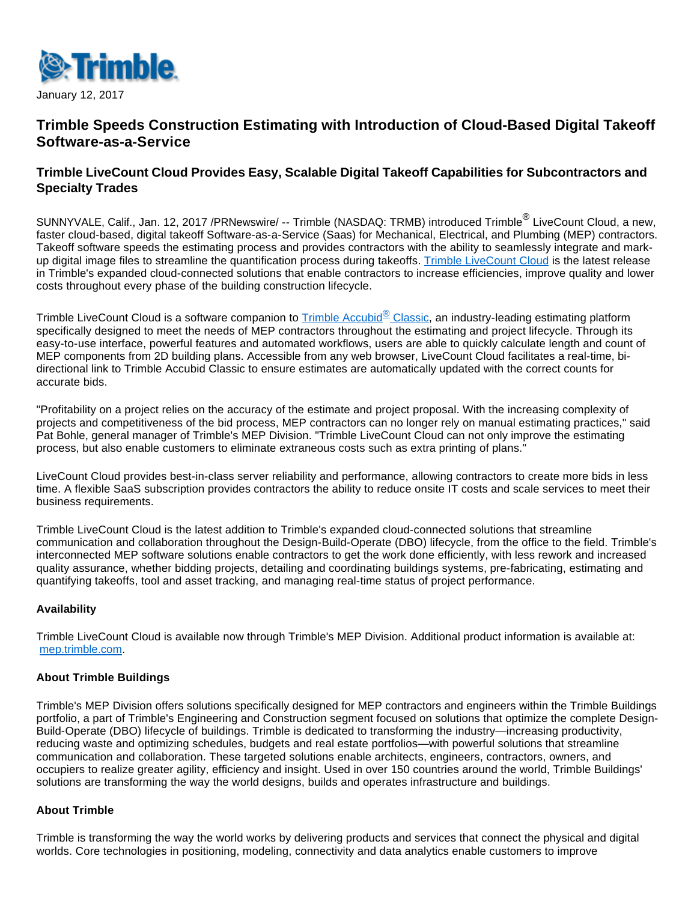January 12, 2017

# Trimble Speeds Construction Estimating with Introduction of Cloud-Based Digital Takeoff Software-as-a-Service

## Trimble LiveCount Cloud Provides Easy, Scalable Digital Takeoff Capabilities for Subcontractors and Specialty Trades

SUNNYVALE, Calif., Jan. 12, 2017 /PRNewswire/ -- Trimble (NASDAQ: TRMB) introduced Trimble® LiveCount Cloud, a new, faster cloud-based, digital takeoff Software-as-a-Service (Saas) for Mechanical, Electrical, and Plumbing (MEP) contractors. Takeoff software speeds the estimating process and provides contractors with the ability to seamlessly integrate and mark-up digital image files to streamline the quantification process during takeoffs. Trimble LiveCount Cloud is the latest release in Trimble's expanded cloud-connected solutions that enable contractors to increase efficiencies, improve quality and lower costs throughout every phase of the building construction lifecycle.

Trimble LiveCount Cloud is a software companion to Trimble Accubid® Classic, an industry-leading estimating platform specifically designed to meet the needs of MEP contractors throughout the estimating and project lifecycle. Through its easy-to-use interface, powerful features and automated workflows, users are able to quickly calculate length and count of MEP components from 2D building plans. Accessible from any web browser, LiveCount Cloud facilitates a real-time, bi-directional link to Trimble Accubid Classic to ensure estimates are automatically updated with the correct counts for accurate bids.

"Profitability on a project relies on the accuracy of the estimate and project proposal. With the increasing complexity of projects and competitiveness of the bid process, MEP contractors can no longer rely on manual estimating practices," said Pat Bohle, general manager of Trimble's MEP Division. "Trimble LiveCount Cloud can not only improve the estimating process, but also enable customers to eliminate extraneous costs such as extra printing of plans."

LiveCount Cloud provides best-in-class server reliability and performance, allowing contractors to create more bids in less time. A flexible SaaS subscription provides contractors the ability to reduce onsite IT costs and scale services to meet their business requirements.

Trimble LiveCount Cloud is the latest addition to Trimble's expanded cloud-connected solutions that streamline communication and collaboration throughout the Design-Build-Operate (DBO) lifecycle, from the office to the field. Trimble's interconnected MEP software solutions enable contractors to get the work done efficiently, with less rework and increased quality assurance, whether bidding projects, detailing and coordinating buildings systems, pre-fabricating, estimating and quantifying takeoffs, tool and asset tracking, and managing real-time status of project performance.

**Availability**

Trimble LiveCount Cloud is available now through Trimble's MEP Division. Additional product information is available at: mep.trimble.com.

**About Trimble Buildings**

Trimble's MEP Division offers solutions specifically designed for MEP contractors and engineers within the Trimble Buildings portfolio, a part of Trimble's Engineering and Construction segment focused on solutions that optimize the complete Design-Build-Operate (DBO) lifecycle of buildings. Trimble is dedicated to transforming the industry—increasing productivity, reducing waste and optimizing schedules, budgets and real estate portfolios—with powerful solutions that streamline communication and collaboration. These targeted solutions enable architects, engineers, contractors, owners, and occupiers to realize greater agility, efficiency and insight. Used in over 150 countries around the world, Trimble Buildings' solutions are transforming the way the world designs, builds and operates infrastructure and buildings.

**About Trimble**

Trimble is transforming the way the world works by delivering products and services that connect the physical and digital worlds. Core technologies in positioning, modeling, connectivity and data analytics enable customers to improve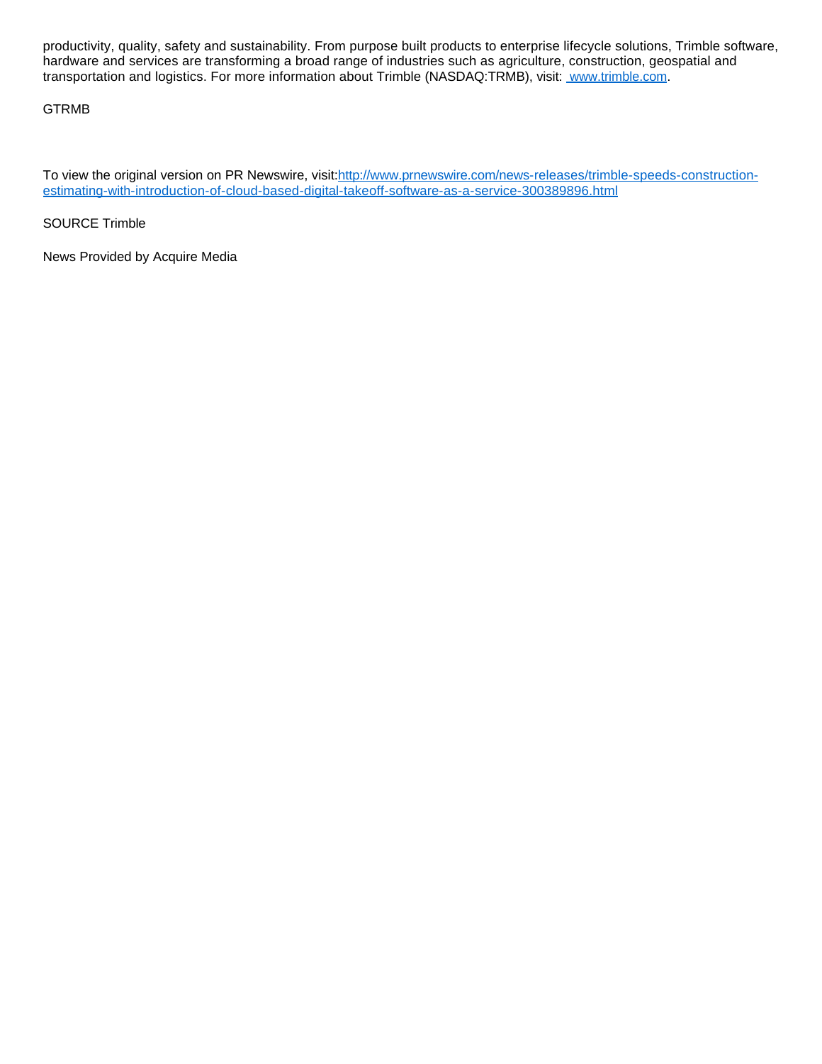productivity, quality, safety and sustainability. From purpose built products to enterprise lifecycle solutions, Trimble software, hardware and services are transforming a broad range of industries such as agriculture, construction, geospatial and transportation and logistics. For more information about Trimble (NASDAQ:TRMB), visit: [www.trimble.com](http://www.trimble.com).

GTRMB

To view the original version on PR Newswire, visit:[http://www.prnewswire.com/news-releases/trimble-speeds-construction-estimating-with-introduction-of-cloud-based-digital-takeoff-software-as-a-service-300389896.html](http://www.prnewswire.com/news-releases/trimble-speeds-construction-estimating-with-introduction-of-cloud-based-digital-takeoff-software-as-a-service-300389896.html)

SOURCE Trimble

News Provided by Acquire Media